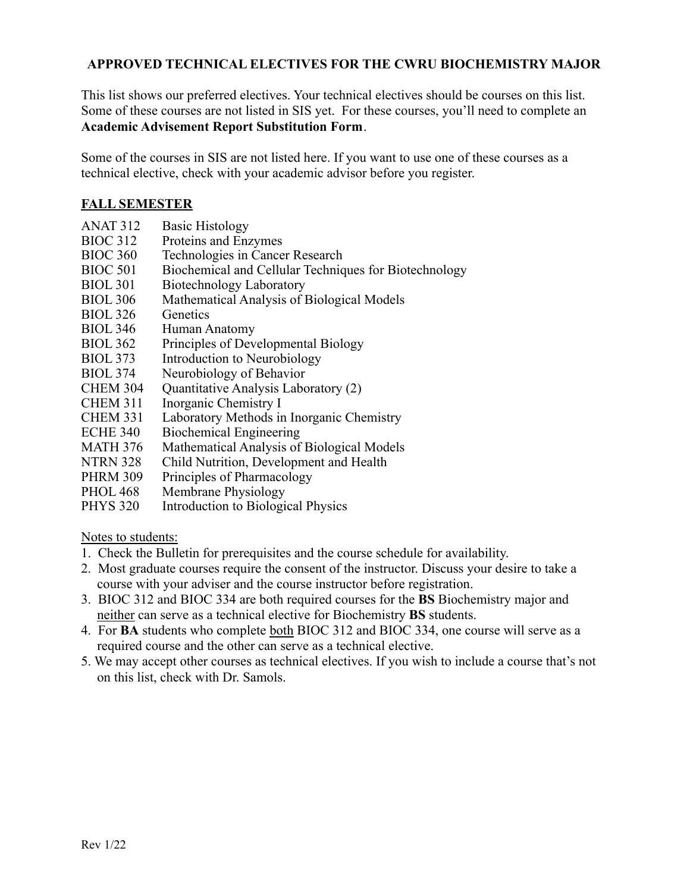# APPROVED TECHNICAL ELECTIVES FOR THE CWRU BIOCHEMISTRY MAJOR

This list shows our preferred electives. Your technical electives should be courses on this list. Some of these courses are not listed in SIS yet. For these courses, you'll need to complete an **Academic Advisement Report Substitution Form**.

Some of the courses in SIS are not listed here. If you want to use one of these courses as a technical elective, check with your academic advisor before you register.

## FALL SEMESTER

| Course | Title |
|---|---|
| ANAT 312 | Basic Histology |
| BIOC 312 | Proteins and Enzymes |
| BIOC 360 | Technologies in Cancer Research |
| BIOC 501 | Biochemical and Cellular Techniques for Biotechnology |
| BIOL 301 | Biotechnology Laboratory |
| BIOL 306 | Mathematical Analysis of Biological Models |
| BIOL 326 | Genetics |
| BIOL 346 | Human Anatomy |
| BIOL 362 | Principles of Developmental Biology |
| BIOL 373 | Introduction to Neurobiology |
| BIOL 374 | Neurobiology of Behavior |
| CHEM 304 | Quantitative Analysis Laboratory (2) |
| CHEM 311 | Inorganic Chemistry I |
| CHEM 331 | Laboratory Methods in Inorganic Chemistry |
| ECHE 340 | Biochemical Engineering |
| MATH 376 | Mathematical Analysis of Biological Models |
| NTRN 328 | Child Nutrition, Development and Health |
| PHRM 309 | Principles of Pharmacology |
| PHOL 468 | Membrane Physiology |
| PHYS 320 | Introduction to Biological Physics |

Notes to students:

1. Check the Bulletin for prerequisites and the course schedule for availability.
2. Most graduate courses require the consent of the instructor. Discuss your desire to take a course with your adviser and the course instructor before registration.
3. BIOC 312 and BIOC 334 are both required courses for the **BS** Biochemistry major and neither can serve as a technical elective for Biochemistry **BS** students.
4. For **BA** students who complete both BIOC 312 and BIOC 334, one course will serve as a required course and the other can serve as a technical elective.
5. We may accept other courses as technical electives. If you wish to include a course that's not on this list, check with Dr. Samols.

Rev 1/22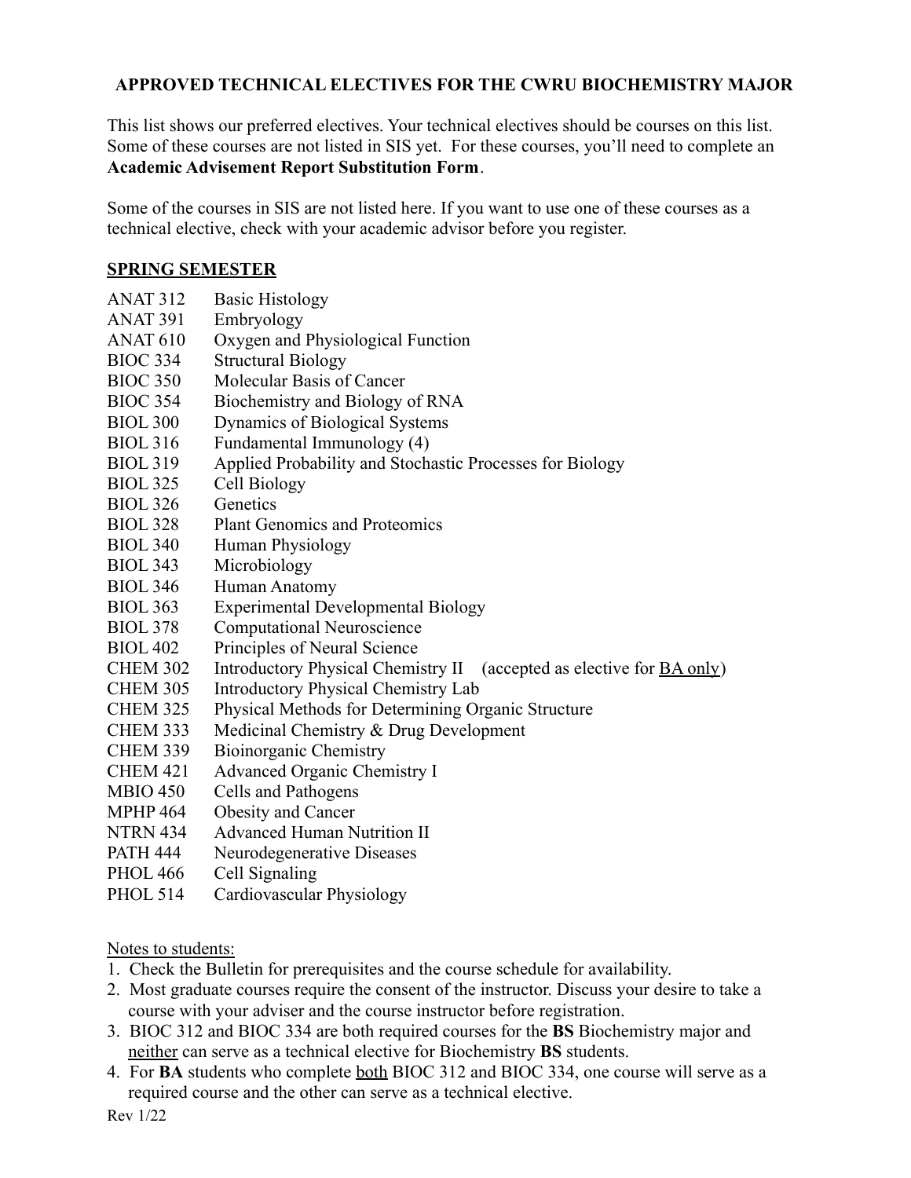**APPROVED TECHNICAL ELECTIVES FOR THE CWRU BIOCHEMISTRY MAJOR**

This list shows our preferred electives. Your technical electives should be courses on this list. Some of these courses are not listed in SIS yet. For these courses, you'll need to complete an **Academic Advisement Report Substitution Form**.

Some of the courses in SIS are not listed here. If you want to use one of these courses as a technical elective, check with your academic advisor before you register.

## SPRING SEMESTER

| | |
|---|---|
| ANAT 312 | Basic Histology |
| ANAT 391 | Embryology |
| ANAT 610 | Oxygen and Physiological Function |
| BIOC 334 | Structural Biology |
| BIOC 350 | Molecular Basis of Cancer |
| BIOC 354 | Biochemistry and Biology of RNA |
| BIOL 300 | Dynamics of Biological Systems |
| BIOL 316 | Fundamental Immunology (4) |
| BIOL 319 | Applied Probability and Stochastic Processes for Biology |
| BIOL 325 | Cell Biology |
| BIOL 326 | Genetics |
| BIOL 328 | Plant Genomics and Proteomics |
| BIOL 340 | Human Physiology |
| BIOL 343 | Microbiology |
| BIOL 346 | Human Anatomy |
| BIOL 363 | Experimental Developmental Biology |
| BIOL 378 | Computational Neuroscience |
| BIOL 402 | Principles of Neural Science |
| CHEM 302 | Introductory Physical Chemistry II (accepted as elective for BA only) |
| CHEM 305 | Introductory Physical Chemistry Lab |
| CHEM 325 | Physical Methods for Determining Organic Structure |
| CHEM 333 | Medicinal Chemistry & Drug Development |
| CHEM 339 | Bioinorganic Chemistry |
| CHEM 421 | Advanced Organic Chemistry I |
| MBIO 450 | Cells and Pathogens |
| MPHP 464 | Obesity and Cancer |
| NTRN 434 | Advanced Human Nutrition II |
| PATH 444 | Neurodegenerative Diseases |
| PHOL 466 | Cell Signaling |
| PHOL 514 | Cardiovascular Physiology |

Notes to students:

1. Check the Bulletin for prerequisites and the course schedule for availability.
2. Most graduate courses require the consent of the instructor. Discuss your desire to take a course with your adviser and the course instructor before registration.
3. BIOC 312 and BIOC 334 are both required courses for the **BS** Biochemistry major and neither can serve as a technical elective for Biochemistry **BS** students.
4. For **BA** students who complete both BIOC 312 and BIOC 334, one course will serve as a required course and the other can serve as a technical elective.

Rev 1/22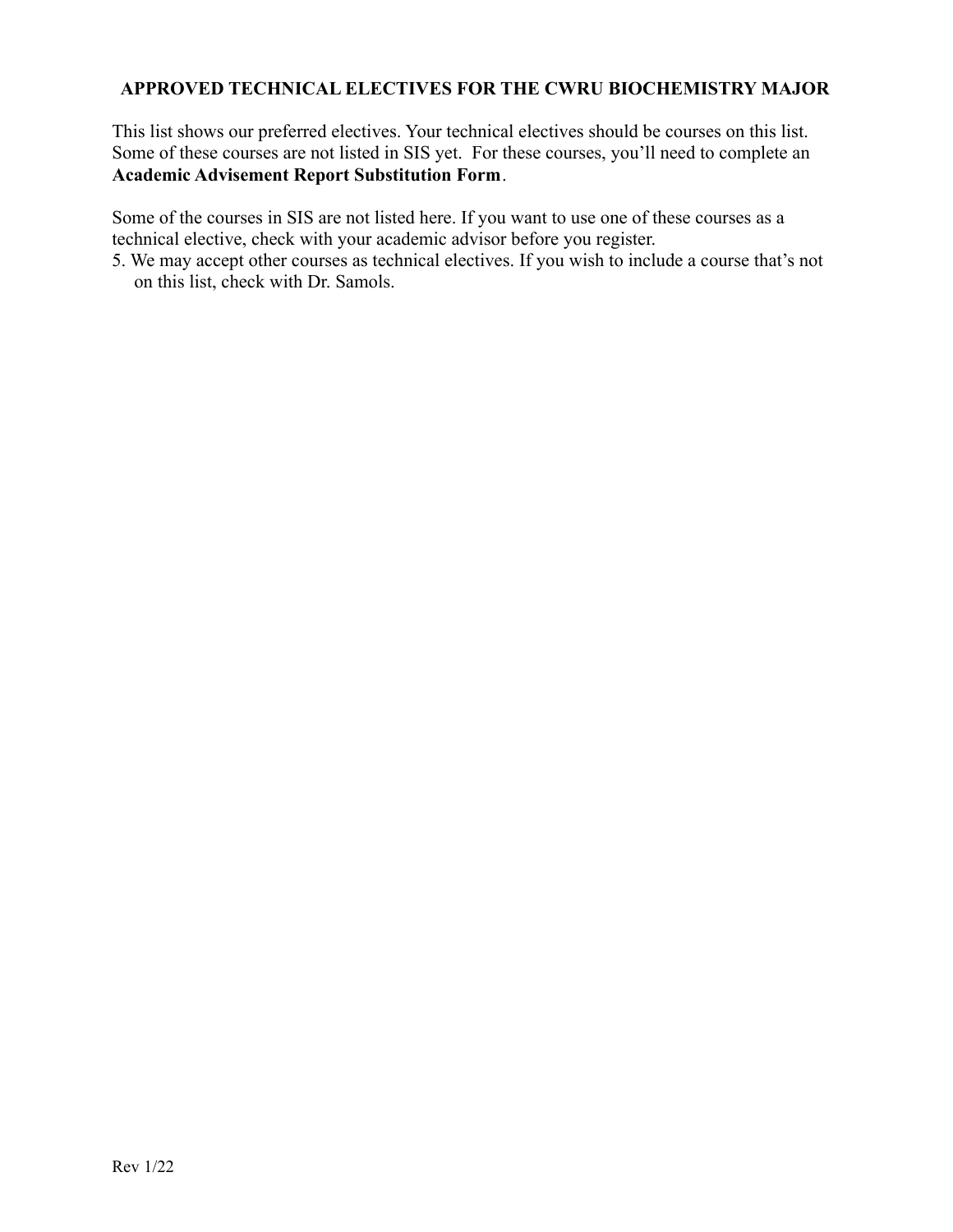**APPROVED TECHNICAL ELECTIVES FOR THE CWRU BIOCHEMISTRY MAJOR**

This list shows our preferred electives. Your technical electives should be courses on this list. Some of these courses are not listed in SIS yet. For these courses, you'll need to complete an **Academic Advisement Report Substitution Form**.

Some of the courses in SIS are not listed here. If you want to use one of these courses as a technical elective, check with your academic advisor before you register.

5. We may accept other courses as technical electives. If you wish to include a course that's not on this list, check with Dr. Samols.

Rev 1/22